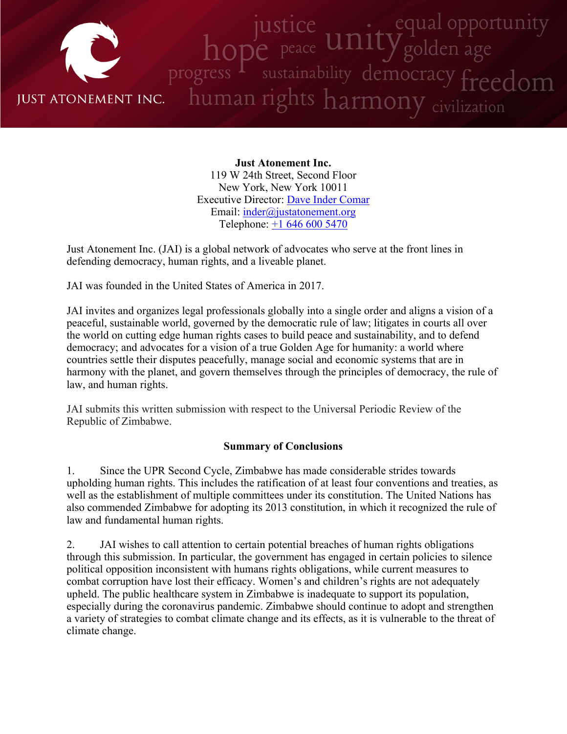JUST ATONEMENT INC.

**Just Atonement Inc.**
119 W 24th Street, Second Floor
New York, New York 10011
Executive Director: Dave Inder Comar
Email: inder@justatonement.org
Telephone: +1 646 600 5470

Just Atonement Inc. (JAI) is a global network of advocates who serve at the front lines in defending democracy, human rights, and a liveable planet.

JAI was founded in the United States of America in 2017.

JAI invites and organizes legal professionals globally into a single order and aligns a vision of a peaceful, sustainable world, governed by the democratic rule of law; litigates in courts all over the world on cutting edge human rights cases to build peace and sustainability, and to defend democracy; and advocates for a vision of a true Golden Age for humanity: a world where countries settle their disputes peacefully, manage social and economic systems that are in harmony with the planet, and govern themselves through the principles of democracy, the rule of law, and human rights.

JAI submits this written submission with respect to the Universal Periodic Review of the Republic of Zimbabwe.

**Summary of Conclusions**

1. Since the UPR Second Cycle, Zimbabwe has made considerable strides towards upholding human rights. This includes the ratification of at least four conventions and treaties, as well as the establishment of multiple committees under its constitution. The United Nations has also commended Zimbabwe for adopting its 2013 constitution, in which it recognized the rule of law and fundamental human rights.

2. JAI wishes to call attention to certain potential breaches of human rights obligations through this submission. In particular, the government has engaged in certain policies to silence political opposition inconsistent with humans rights obligations, while current measures to combat corruption have lost their efficacy. Women's and children's rights are not adequately upheld. The public healthcare system in Zimbabwe is inadequate to support its population, especially during the coronavirus pandemic. Zimbabwe should continue to adopt and strengthen a variety of strategies to combat climate change and its effects, as it is vulnerable to the threat of climate change.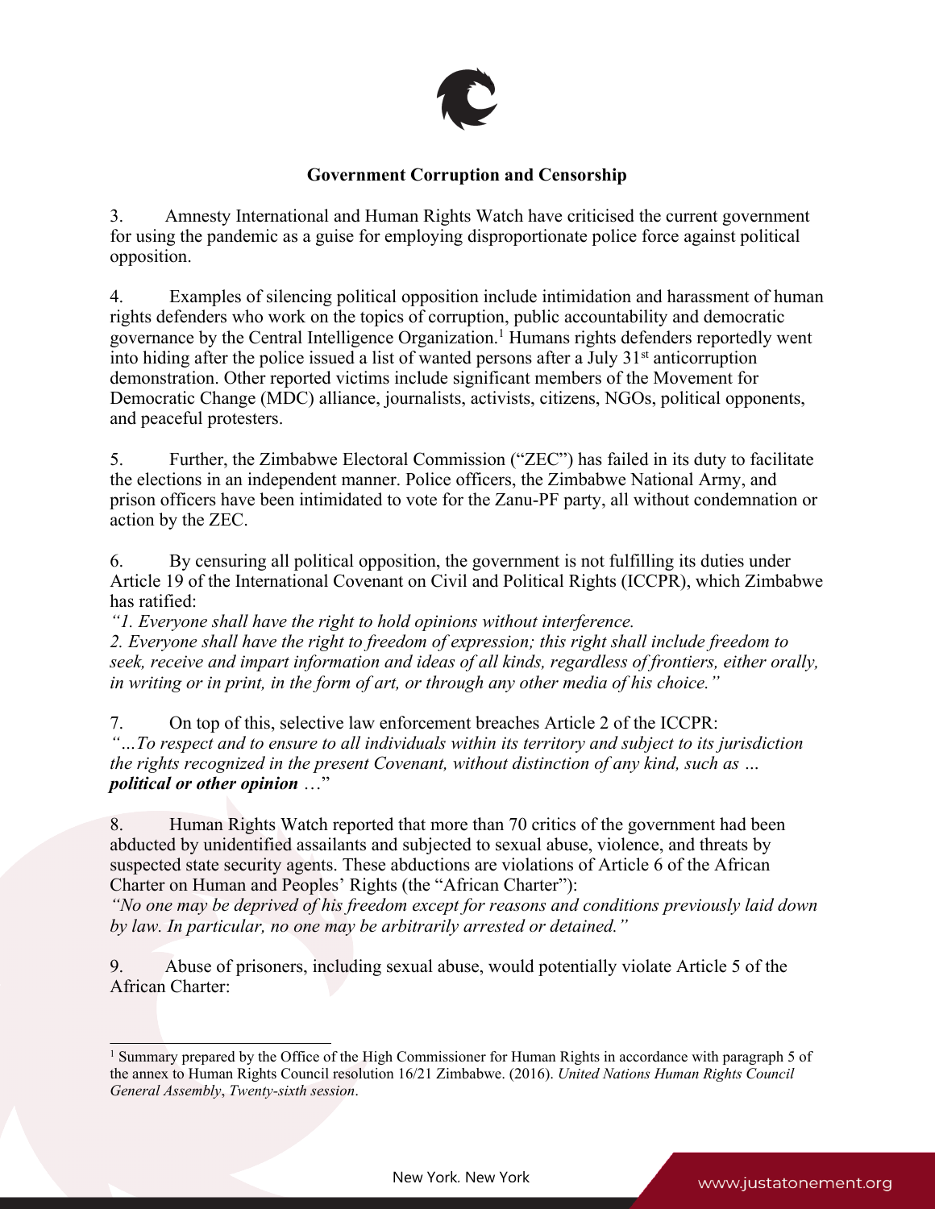## Government Corruption and Censorship

3. Amnesty International and Human Rights Watch have criticised the current government for using the pandemic as a guise for employing disproportionate police force against political opposition.

4. Examples of silencing political opposition include intimidation and harassment of human rights defenders who work on the topics of corruption, public accountability and democratic governance by the Central Intelligence Organization.[1] Humans rights defenders reportedly went into hiding after the police issued a list of wanted persons after a July 31st anticorruption demonstration. Other reported victims include significant members of the Movement for Democratic Change (MDC) alliance, journalists, activists, citizens, NGOs, political opponents, and peaceful protesters.

5. Further, the Zimbabwe Electoral Commission ("ZEC") has failed in its duty to facilitate the elections in an independent manner. Police officers, the Zimbabwe National Army, and prison officers have been intimidated to vote for the Zanu-PF party, all without condemnation or action by the ZEC.

6. By censuring all political opposition, the government is not fulfilling its duties under Article 19 of the International Covenant on Civil and Political Rights (ICCPR), which Zimbabwe has ratified:
*"1. Everyone shall have the right to hold opinions without interference.*
*2. Everyone shall have the right to freedom of expression; this right shall include freedom to seek, receive and impart information and ideas of all kinds, regardless of frontiers, either orally, in writing or in print, in the form of art, or through any other media of his choice."*

7. On top of this, selective law enforcement breaches Article 2 of the ICCPR:
*"…To respect and to ensure to all individuals within its territory and subject to its jurisdiction the rights recognized in the present Covenant, without distinction of any kind, such as …* ***political or other opinion*** *…"*

8. Human Rights Watch reported that more than 70 critics of the government had been abducted by unidentified assailants and subjected to sexual abuse, violence, and threats by suspected state security agents. These abductions are violations of Article 6 of the African Charter on Human and Peoples' Rights (the "African Charter"):
*"No one may be deprived of his freedom except for reasons and conditions previously laid down by law. In particular, no one may be arbitrarily arrested or detained."*

9. Abuse of prisoners, including sexual abuse, would potentially violate Article 5 of the African Charter:

[1] Summary prepared by the Office of the High Commissioner for Human Rights in accordance with paragraph 5 of the annex to Human Rights Council resolution 16/21 Zimbabwe. (2016). *United Nations Human Rights Council General Assembly*, *Twenty-sixth session*.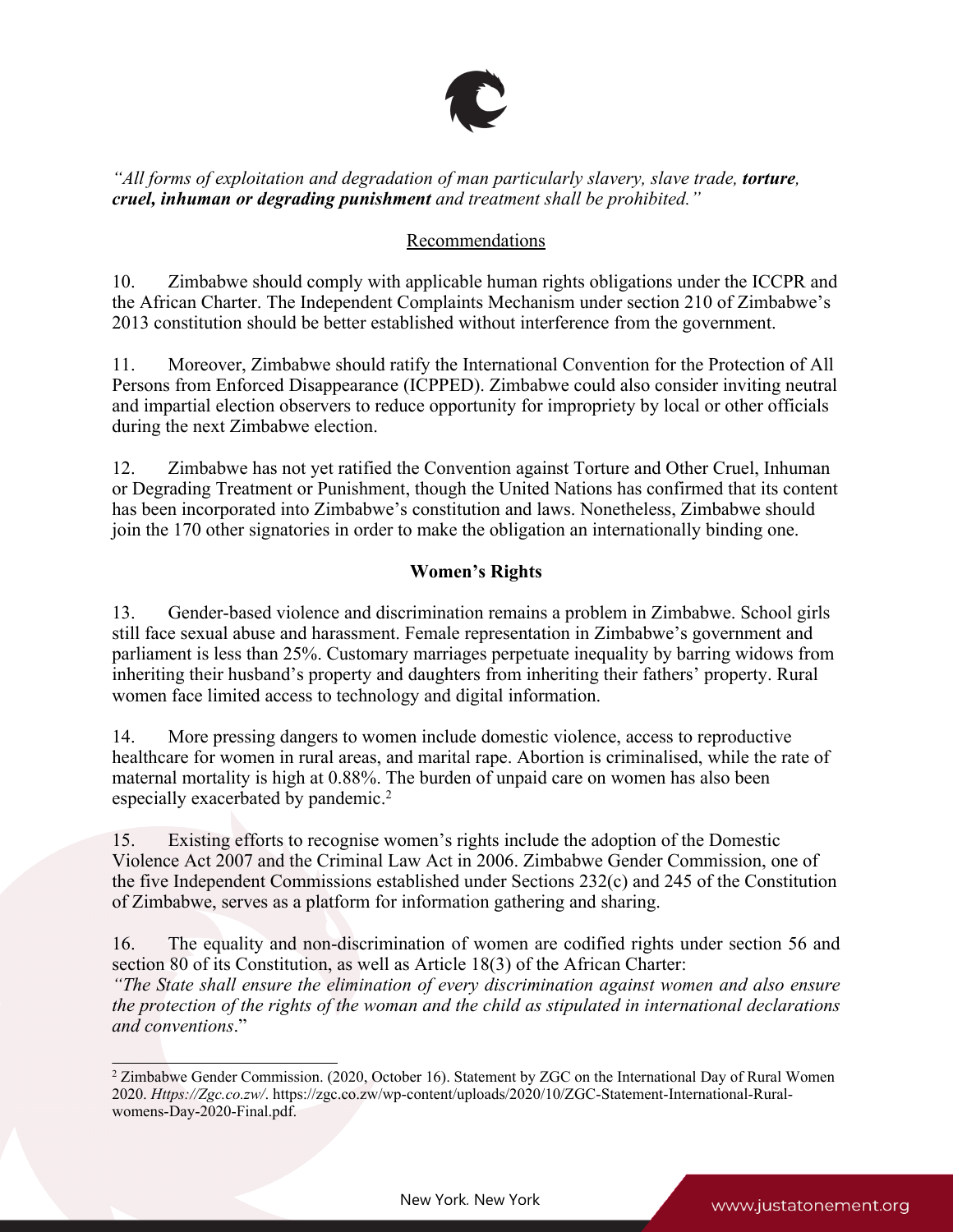*"All forms of exploitation and degradation of man particularly slavery, slave trade, **torture, cruel, inhuman or degrading punishment** and treatment shall be prohibited."*

## Recommendations

10. Zimbabwe should comply with applicable human rights obligations under the ICCPR and the African Charter. The Independent Complaints Mechanism under section 210 of Zimbabwe's 2013 constitution should be better established without interference from the government.

11. Moreover, Zimbabwe should ratify the International Convention for the Protection of All Persons from Enforced Disappearance (ICPPED). Zimbabwe could also consider inviting neutral and impartial election observers to reduce opportunity for impropriety by local or other officials during the next Zimbabwe election.

12. Zimbabwe has not yet ratified the Convention against Torture and Other Cruel, Inhuman or Degrading Treatment or Punishment, though the United Nations has confirmed that its content has been incorporated into Zimbabwe's constitution and laws. Nonetheless, Zimbabwe should join the 170 other signatories in order to make the obligation an internationally binding one.

## Women's Rights

13. Gender-based violence and discrimination remains a problem in Zimbabwe. School girls still face sexual abuse and harassment. Female representation in Zimbabwe's government and parliament is less than 25%. Customary marriages perpetuate inequality by barring widows from inheriting their husband's property and daughters from inheriting their fathers' property. Rural women face limited access to technology and digital information.

14. More pressing dangers to women include domestic violence, access to reproductive healthcare for women in rural areas, and marital rape. Abortion is criminalised, while the rate of maternal mortality is high at 0.88%. The burden of unpaid care on women has also been especially exacerbated by pandemic.[2]

15. Existing efforts to recognise women's rights include the adoption of the Domestic Violence Act 2007 and the Criminal Law Act in 2006. Zimbabwe Gender Commission, one of the five Independent Commissions established under Sections 232(c) and 245 of the Constitution of Zimbabwe, serves as a platform for information gathering and sharing.

16. The equality and non-discrimination of women are codified rights under section 56 and section 80 of its Constitution, as well as Article 18(3) of the African Charter:
*"The State shall ensure the elimination of every discrimination against women and also ensure the protection of the rights of the woman and the child as stipulated in international declarations and conventions*."

---

[2] Zimbabwe Gender Commission. (2020, October 16). Statement by ZGC on the International Day of Rural Women 2020. *Https://Zgc.co.zw/*. https://zgc.co.zw/wp-content/uploads/2020/10/ZGC-Statement-International-Rural-womens-Day-2020-Final.pdf.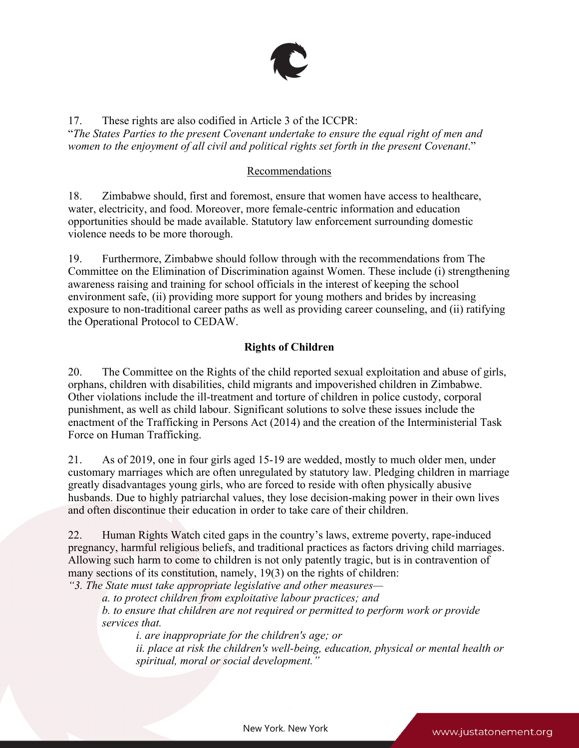17. These rights are also codified in Article 3 of the ICCPR:
"*The States Parties to the present Covenant undertake to ensure the equal right of men and women to the enjoyment of all civil and political rights set forth in the present Covenant*."

<u>Recommendations</u>

18. Zimbabwe should, first and foremost, ensure that women have access to healthcare, water, electricity, and food. Moreover, more female-centric information and education opportunities should be made available. Statutory law enforcement surrounding domestic violence needs to be more thorough.

19. Furthermore, Zimbabwe should follow through with the recommendations from The Committee on the Elimination of Discrimination against Women. These include (i) strengthening awareness raising and training for school officials in the interest of keeping the school environment safe, (ii) providing more support for young mothers and brides by increasing exposure to non-traditional career paths as well as providing career counseling, and (ii) ratifying the Operational Protocol to CEDAW.

## Rights of Children

20. The Committee on the Rights of the child reported sexual exploitation and abuse of girls, orphans, children with disabilities, child migrants and impoverished children in Zimbabwe. Other violations include the ill-treatment and torture of children in police custody, corporal punishment, as well as child labour. Significant solutions to solve these issues include the enactment of the Trafficking in Persons Act (2014) and the creation of the Interministerial Task Force on Human Trafficking.

21. As of 2019, one in four girls aged 15-19 are wedded, mostly to much older men, under customary marriages which are often unregulated by statutory law. Pledging children in marriage greatly disadvantages young girls, who are forced to reside with often physically abusive husbands. Due to highly patriarchal values, they lose decision-making power in their own lives and often discontinue their education in order to take care of their children.

22. Human Rights Watch cited gaps in the country's laws, extreme poverty, rape-induced pregnancy, harmful religious beliefs, and traditional practices as factors driving child marriages. Allowing such harm to come to children is not only patently tragic, but is in contravention of many sections of its constitution, namely, 19(3) on the rights of children:

*"3. The State must take appropriate legislative and other measures—*

> *a. to protect children from exploitative labour practices; and*
>
> *b. to ensure that children are not required or permitted to perform work or provide services that.*
>
> > *i. are inappropriate for the children's age; or*
> >
> > *ii. place at risk the children's well-being, education, physical or mental health or spiritual, moral or social development."*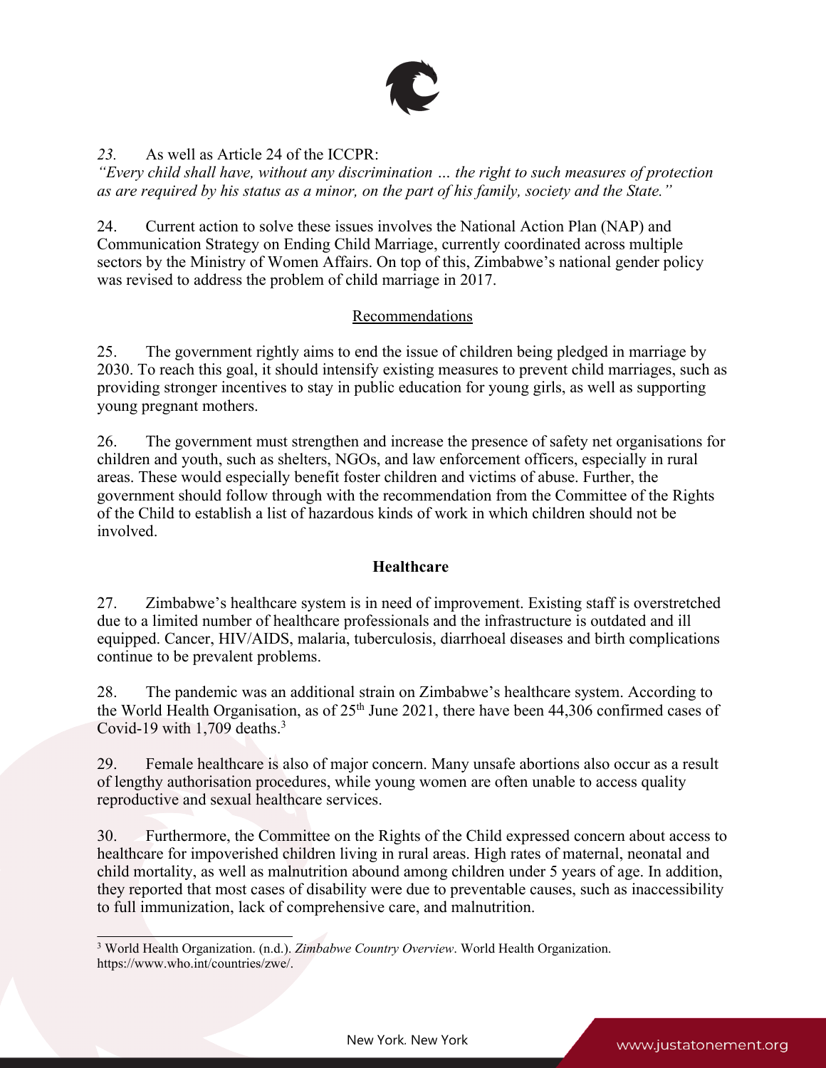*23.* As well as Article 24 of the ICCPR:
*"Every child shall have, without any discrimination … the right to such measures of protection as are required by his status as a minor, on the part of his family, society and the State."*

24. Current action to solve these issues involves the National Action Plan (NAP) and Communication Strategy on Ending Child Marriage, currently coordinated across multiple sectors by the Ministry of Women Affairs. On top of this, Zimbabwe's national gender policy was revised to address the problem of child marriage in 2017.

Recommendations

25. The government rightly aims to end the issue of children being pledged in marriage by 2030. To reach this goal, it should intensify existing measures to prevent child marriages, such as providing stronger incentives to stay in public education for young girls, as well as supporting young pregnant mothers.

26. The government must strengthen and increase the presence of safety net organisations for children and youth, such as shelters, NGOs, and law enforcement officers, especially in rural areas. These would especially benefit foster children and victims of abuse. Further, the government should follow through with the recommendation from the Committee of the Rights of the Child to establish a list of hazardous kinds of work in which children should not be involved.

## Healthcare

27. Zimbabwe's healthcare system is in need of improvement. Existing staff is overstretched due to a limited number of healthcare professionals and the infrastructure is outdated and ill equipped. Cancer, HIV/AIDS, malaria, tuberculosis, diarrhoeal diseases and birth complications continue to be prevalent problems.

28. The pandemic was an additional strain on Zimbabwe's healthcare system. According to the World Health Organisation, as of 25th June 2021, there have been 44,306 confirmed cases of Covid-19 with 1,709 deaths.[3]

29. Female healthcare is also of major concern. Many unsafe abortions also occur as a result of lengthy authorisation procedures, while young women are often unable to access quality reproductive and sexual healthcare services.

30. Furthermore, the Committee on the Rights of the Child expressed concern about access to healthcare for impoverished children living in rural areas. High rates of maternal, neonatal and child mortality, as well as malnutrition abound among children under 5 years of age. In addition, they reported that most cases of disability were due to preventable causes, such as inaccessibility to full immunization, lack of comprehensive care, and malnutrition.

[3] World Health Organization. (n.d.). *Zimbabwe Country Overview*. World Health Organization. https://www.who.int/countries/zwe/.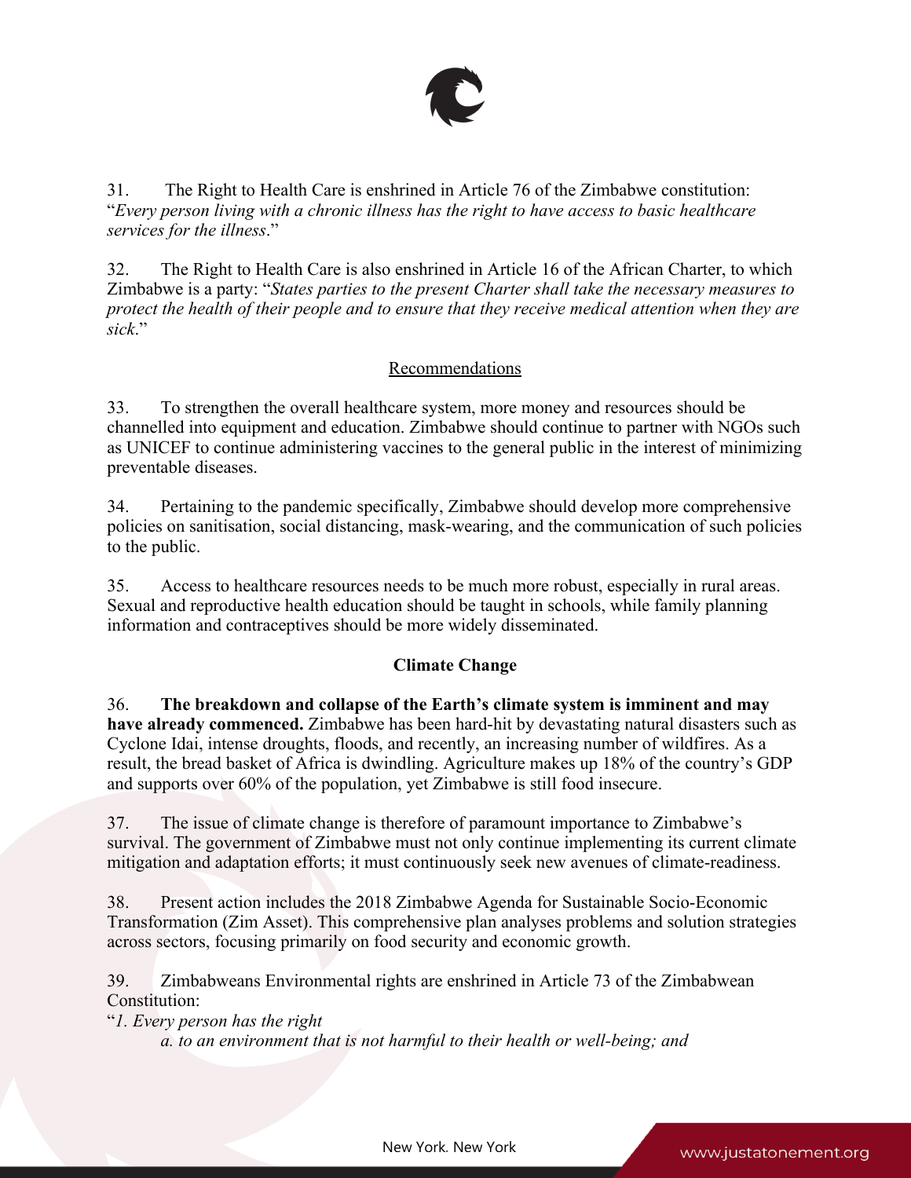31. The Right to Health Care is enshrined in Article 76 of the Zimbabwe constitution: "*Every person living with a chronic illness has the right to have access to basic healthcare services for the illness*."

32. The Right to Health Care is also enshrined in Article 16 of the African Charter, to which Zimbabwe is a party: "*States parties to the present Charter shall take the necessary measures to protect the health of their people and to ensure that they receive medical attention when they are sick.*"

<u>Recommendations</u>

33. To strengthen the overall healthcare system, more money and resources should be channelled into equipment and education. Zimbabwe should continue to partner with NGOs such as UNICEF to continue administering vaccines to the general public in the interest of minimizing preventable diseases.

34. Pertaining to the pandemic specifically, Zimbabwe should develop more comprehensive policies on sanitisation, social distancing, mask-wearing, and the communication of such policies to the public.

35. Access to healthcare resources needs to be much more robust, especially in rural areas. Sexual and reproductive health education should be taught in schools, while family planning information and contraceptives should be more widely disseminated.

## Climate Change

36. **The breakdown and collapse of the Earth's climate system is imminent and may have already commenced.** Zimbabwe has been hard-hit by devastating natural disasters such as Cyclone Idai, intense droughts, floods, and recently, an increasing number of wildfires. As a result, the bread basket of Africa is dwindling. Agriculture makes up 18% of the country's GDP and supports over 60% of the population, yet Zimbabwe is still food insecure.

37. The issue of climate change is therefore of paramount importance to Zimbabwe's survival. The government of Zimbabwe must not only continue implementing its current climate mitigation and adaptation efforts; it must continuously seek new avenues of climate-readiness.

38. Present action includes the 2018 Zimbabwe Agenda for Sustainable Socio-Economic Transformation (Zim Asset). This comprehensive plan analyses problems and solution strategies across sectors, focusing primarily on food security and economic growth.

39. Zimbabweans Environmental rights are enshrined in Article 73 of the Zimbabwean Constitution:

"*1. Every person has the right*

*a. to an environment that is not harmful to their health or well-being; and*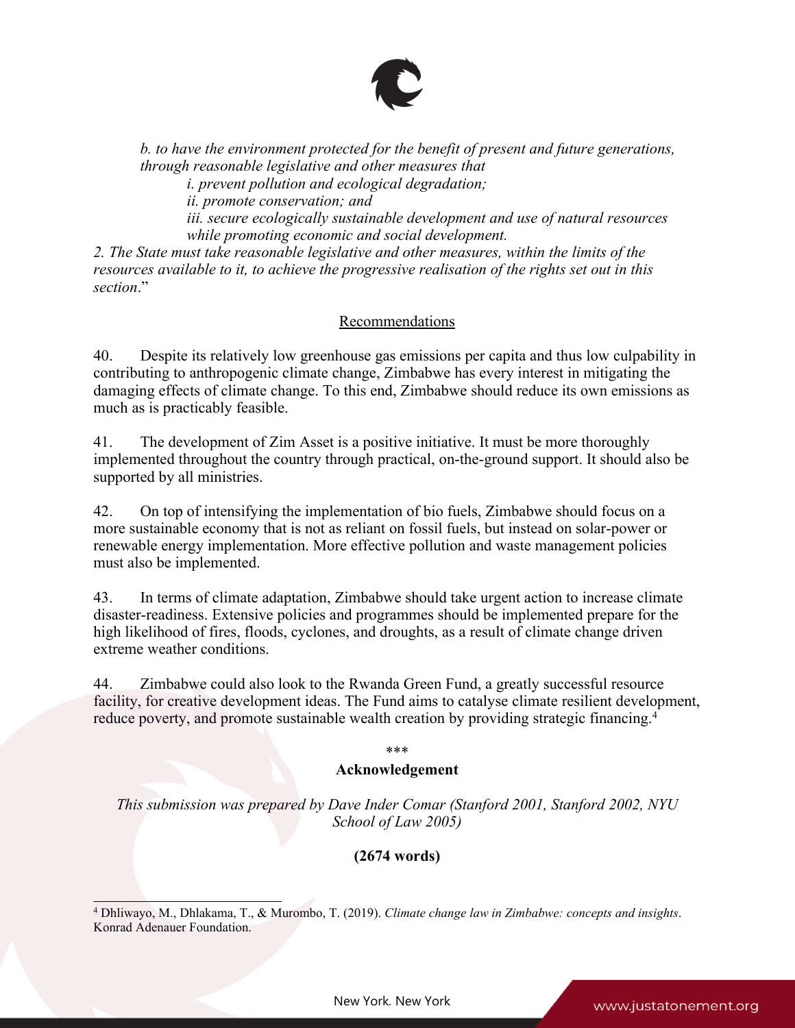*b. to have the environment protected for the benefit of present and future generations, through reasonable legislative and other measures that*

*i. prevent pollution and ecological degradation;*

*ii. promote conservation; and*

*iii. secure ecologically sustainable development and use of natural resources while promoting economic and social development.*

*2. The State must take reasonable legislative and other measures, within the limits of the resources available to it, to achieve the progressive realisation of the rights set out in this section*."

## Recommendations

40. Despite its relatively low greenhouse gas emissions per capita and thus low culpability in contributing to anthropogenic climate change, Zimbabwe has every interest in mitigating the damaging effects of climate change. To this end, Zimbabwe should reduce its own emissions as much as is practicably feasible.

41. The development of Zim Asset is a positive initiative. It must be more thoroughly implemented throughout the country through practical, on-the-ground support. It should also be supported by all ministries.

42. On top of intensifying the implementation of bio fuels, Zimbabwe should focus on a more sustainable economy that is not as reliant on fossil fuels, but instead on solar-power or renewable energy implementation. More effective pollution and waste management policies must also be implemented.

43. In terms of climate adaptation, Zimbabwe should take urgent action to increase climate disaster-readiness. Extensive policies and programmes should be implemented prepare for the high likelihood of fires, floods, cyclones, and droughts, as a result of climate change driven extreme weather conditions.

44. Zimbabwe could also look to the Rwanda Green Fund, a greatly successful resource facility, for creative development ideas. The Fund aims to catalyse climate resilient development, reduce poverty, and promote sustainable wealth creation by providing strategic financing.[4]

\*\*\*

**Acknowledgement**

*This submission was prepared by Dave Inder Comar (Stanford 2001, Stanford 2002, NYU School of Law 2005)*

**(2674 words)**

---

[4] Dhliwayo, M., Dhlakama, T., & Murombo, T. (2019). *Climate change law in Zimbabwe: concepts and insights*. Konrad Adenauer Foundation.